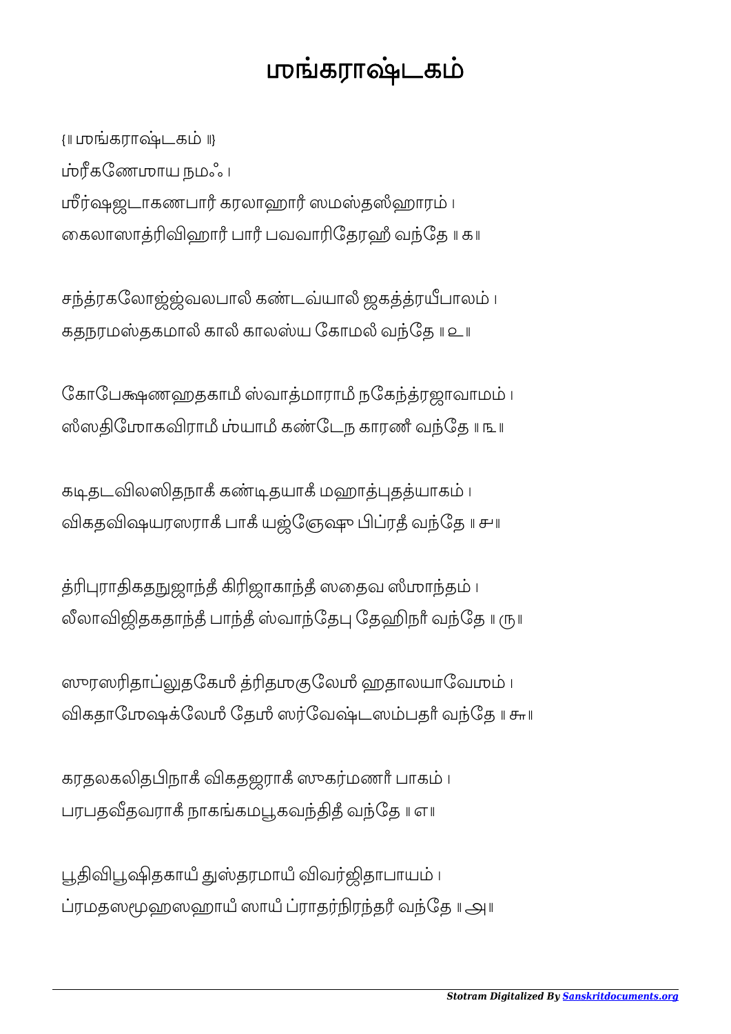# ஶங்கராஷ்டகம்

{॥ ஶங்கராஷ்டகம் ॥}

ஶ்ரீகணேஶாய நமஃ ।

ஶீர்ஷஜடாகணபாஶ் கரலாஹாஶ் ஸமஸ்தஸ்ஹாரம் ।
கைலாஸாத்ரிவிஹாரீ பாஶ் பவவாரிதேரஹீ வந்தே ॥ க ॥

சந்த்ரகலோஜ்ஜ்வலபாலீ கண்டவ்யாலீ ஜகத்த்ரயீபாலம் ।
கதநரமஸ்தகமாலீ காலீ காலஸ்ய கோமலீ வந்தே ॥ உ ॥

கோபேக்ஷணஹதகாமீ ஸ்வாத்மாராமீ நகேந்த்ரஜாவாமம் ।
ஸ்ஸதிமோகவிராமீ ஶ்யாமீ கண்டேந காரணீ வந்தே ॥ ௩ ॥

கடிதடவிலஸிதநாகீ கண்டிதயாகீ மஹாத்புதத்யாகம் ।
விகதவிஷயரஸராகீ பாகீ யஜ்ஞேஷு பிப்ரதீ வந்தே ॥ ௪ ॥

த்ரிபுராதிகதநுஜாந்தீ கிரிஜாகாந்தீ ஸதைவ ஸீமாந்தம் ।
லீலாவிஜிதகதாந்தீ பாந்தீ ஸ்வாந்தேபு தேஹிநாீ வந்தே ॥ ௫ ॥

ஸுரஸரிதாப்லுதகேஶீ த்ரிதஶகுலேஶீ ஹதாலயாவேஶம் ।
விகதாமேஷக்லேஶீ தேஶீ ஸர்வேஷ்டஸம்பதாீ வந்தே ॥ ௬ ॥

கரதலகலிதபிநாகீ விகதஜராகீ ஸுகர்மணாீ பாகம் ।
பரபதவீதவராகீ நாகங்கமபூகவந்திதீ வந்தே ॥ ௭ ॥

பூதிவிபூஷிதகாயீ துஸ்தரமாயீ விவர்ஜிதாபாயம் ।
ப்ரமதஸமூஹஸஹாயீ ஸாயீ ப்ராதர்நிரந்தாீ வந்தே ॥ அ ॥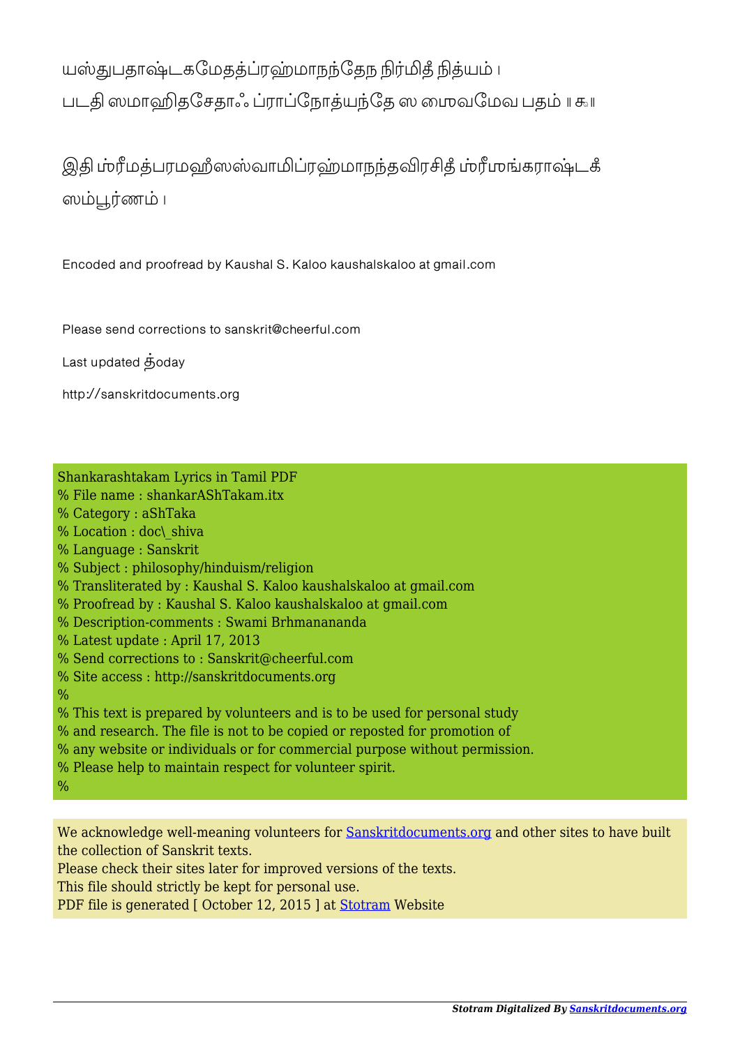யஸ்துபதாஷ்டகமேதத்ப்ரஹ்மாநந்தேந நிர்மிதீ நித்யம் ।
படதி ஸமாஹிதசேதாஃ ப்ராப்நோத்யந்தே ஸ ஶைவமேவ பதம் ॥ ௯॥

இதி ஶ்ரீமத்பரமஹம்ஸஸ்வாமிப்ரஹ்மாநந்தவிரசிதீ ஶ்ரீஶங்கராஷ்டகீ ஸம்பூர்ணம் ।

Encoded and proofread by Kaushal S. Kaloo kaushalskaloo at gmail.com

Please send corrections to sanskrit@cheerful.com

Last updated த்oday

http://sanskritdocuments.org

Shankarashtakam Lyrics in Tamil PDF
% File name : shankarAShTakam.itx
% Category : aShTaka
% Location : doc\_shiva
% Language : Sanskrit
% Subject : philosophy/hinduism/religion
% Transliterated by : Kaushal S. Kaloo kaushalskaloo at gmail.com
% Proofread by : Kaushal S. Kaloo kaushalskaloo at gmail.com
% Description-comments : Swami Brhmanananda
% Latest update : April 17, 2013
% Send corrections to : Sanskrit@cheerful.com
% Site access : http://sanskritdocuments.org
%
% This text is prepared by volunteers and is to be used for personal study
% and research. The file is not to be copied or reposted for promotion of
% any website or individuals or for commercial purpose without permission.
% Please help to maintain respect for volunteer spirit.
%

We acknowledge well-meaning volunteers for Sanskritdocuments.org and other sites to have built the collection of Sanskrit texts.
Please check their sites later for improved versions of the texts.
This file should strictly be kept for personal use.
PDF file is generated [ October 12, 2015 ] at Stotram Website